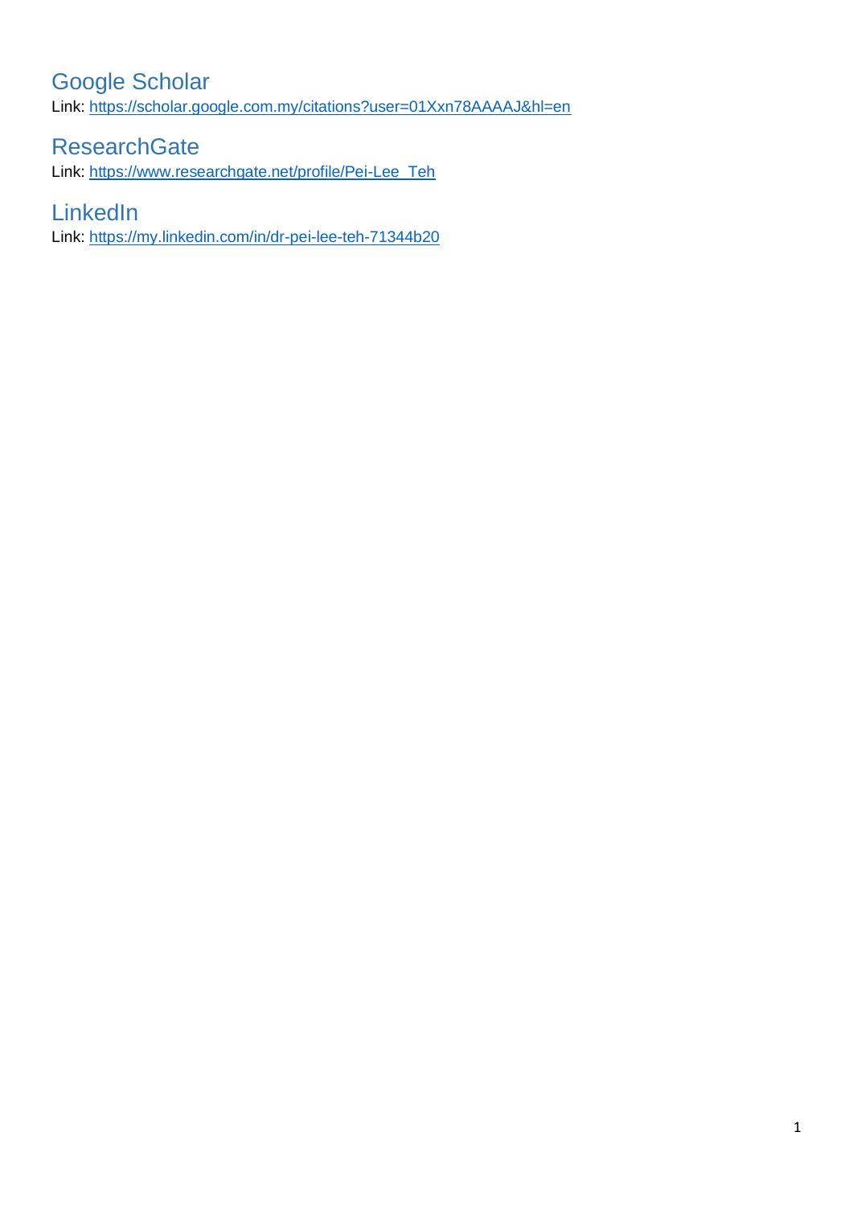## Google Scholar

Link: https://scholar.google.com.my/citations?user=01Xxn78AAAAJ&hl=en

## ResearchGate

Link: https://www.researchgate.net/profile/Pei-Lee_Teh

## LinkedIn

Link: https://my.linkedin.com/in/dr-pei-lee-teh-71344b20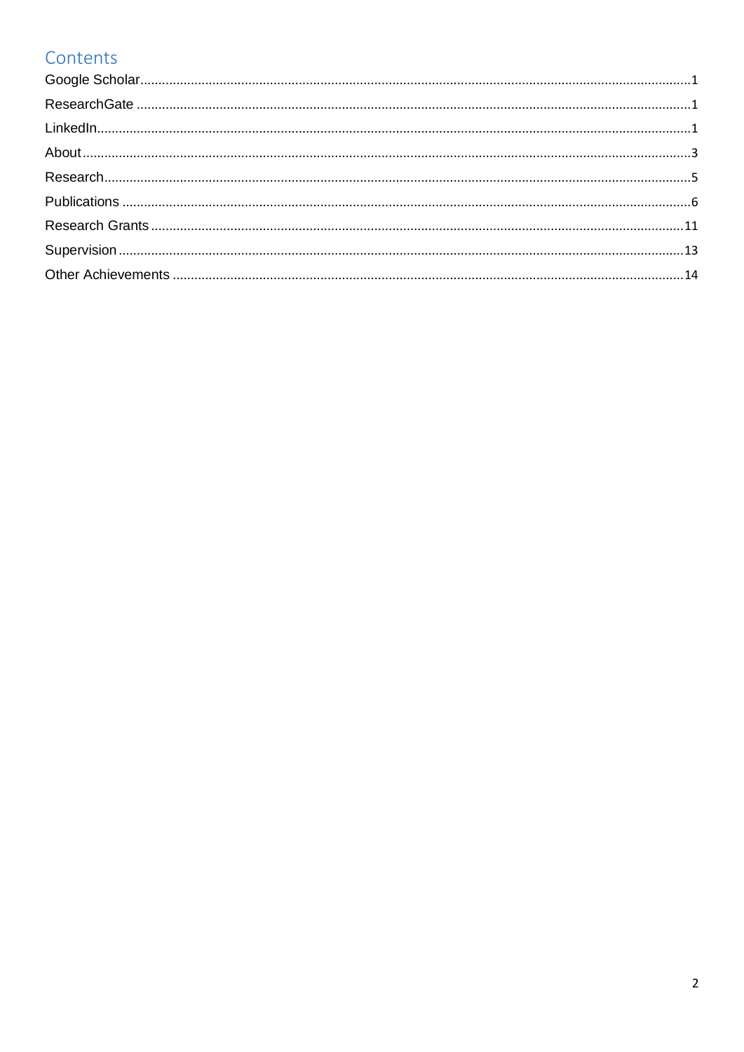# Contents

Google Scholar ........................................................................................................................................... 1
ResearchGate ............................................................................................................................................. 1
LinkedIn ...................................................................................................................................................... 1
About .......................................................................................................................................................... 3
Research ..................................................................................................................................................... 5
Publications ................................................................................................................................................ 6
Research Grants ....................................................................................................................................... 11
Supervision ............................................................................................................................................... 13
Other Achievements ................................................................................................................................ 14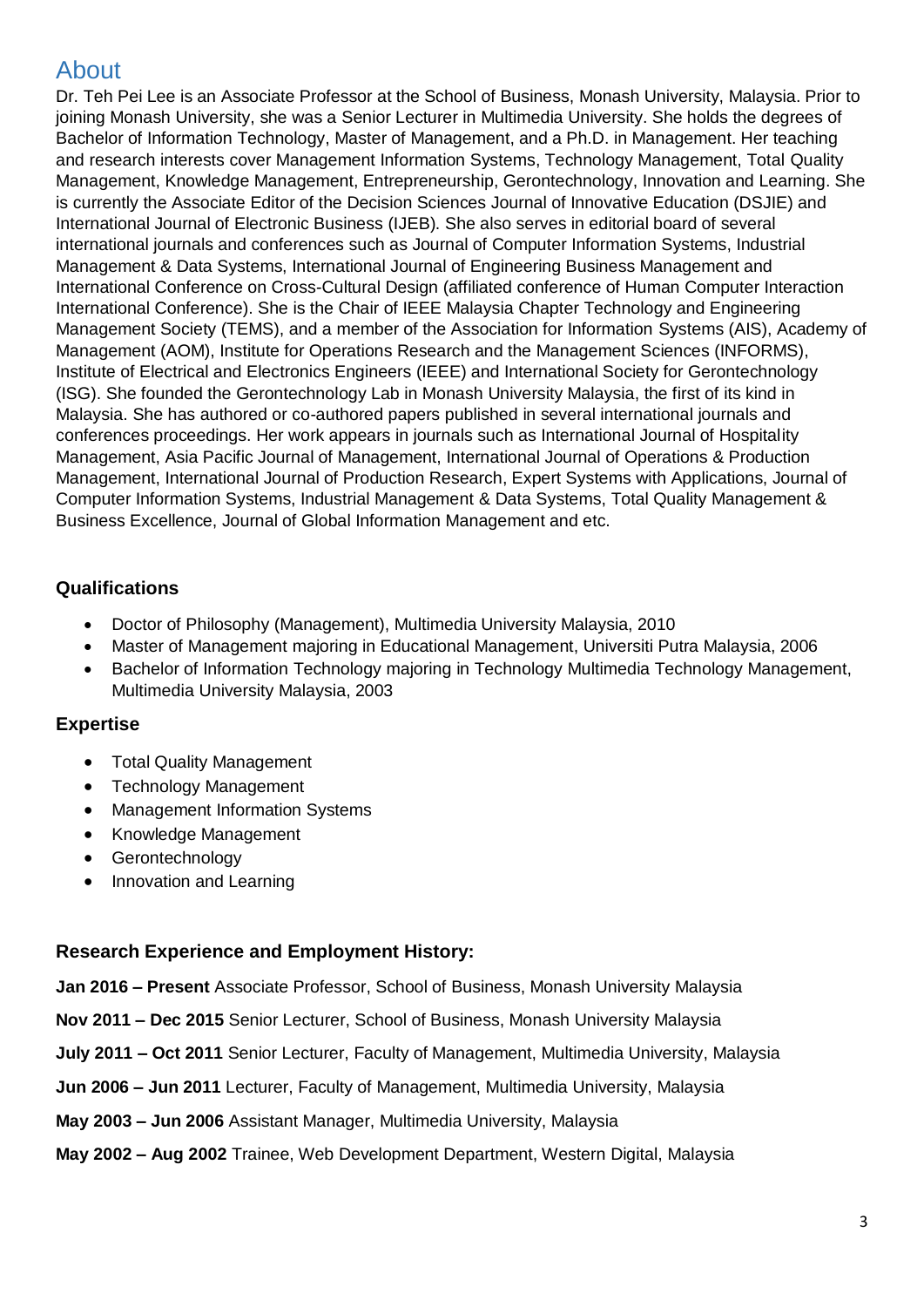## About

Dr. Teh Pei Lee is an Associate Professor at the School of Business, Monash University, Malaysia. Prior to joining Monash University, she was a Senior Lecturer in Multimedia University. She holds the degrees of Bachelor of Information Technology, Master of Management, and a Ph.D. in Management. Her teaching and research interests cover Management Information Systems, Technology Management, Total Quality Management, Knowledge Management, Entrepreneurship, Gerontechnology, Innovation and Learning. She is currently the Associate Editor of the Decision Sciences Journal of Innovative Education (DSJIE) and International Journal of Electronic Business (IJEB). She also serves in editorial board of several international journals and conferences such as Journal of Computer Information Systems, Industrial Management & Data Systems, International Journal of Engineering Business Management and International Conference on Cross-Cultural Design (affiliated conference of Human Computer Interaction International Conference). She is the Chair of IEEE Malaysia Chapter Technology and Engineering Management Society (TEMS), and a member of the Association for Information Systems (AIS), Academy of Management (AOM), Institute for Operations Research and the Management Sciences (INFORMS), Institute of Electrical and Electronics Engineers (IEEE) and International Society for Gerontechnology (ISG). She founded the Gerontechnology Lab in Monash University Malaysia, the first of its kind in Malaysia. She has authored or co-authored papers published in several international journals and conferences proceedings. Her work appears in journals such as International Journal of Hospitality Management, Asia Pacific Journal of Management, International Journal of Operations & Production Management, International Journal of Production Research, Expert Systems with Applications, Journal of Computer Information Systems, Industrial Management & Data Systems, Total Quality Management & Business Excellence, Journal of Global Information Management and etc.

### Qualifications

- Doctor of Philosophy (Management), Multimedia University Malaysia, 2010
- Master of Management majoring in Educational Management, Universiti Putra Malaysia, 2006
- Bachelor of Information Technology majoring in Technology Multimedia Technology Management, Multimedia University Malaysia, 2003

### Expertise

- Total Quality Management
- Technology Management
- Management Information Systems
- Knowledge Management
- Gerontechnology
- Innovation and Learning

### Research Experience and Employment History:

**Jan 2016 – Present** Associate Professor, School of Business, Monash University Malaysia

**Nov 2011 – Dec 2015** Senior Lecturer, School of Business, Monash University Malaysia

**July 2011 – Oct 2011** Senior Lecturer, Faculty of Management, Multimedia University, Malaysia

**Jun 2006 – Jun 2011** Lecturer, Faculty of Management, Multimedia University, Malaysia

**May 2003 – Jun 2006** Assistant Manager, Multimedia University, Malaysia

**May 2002 – Aug 2002** Trainee, Web Development Department, Western Digital, Malaysia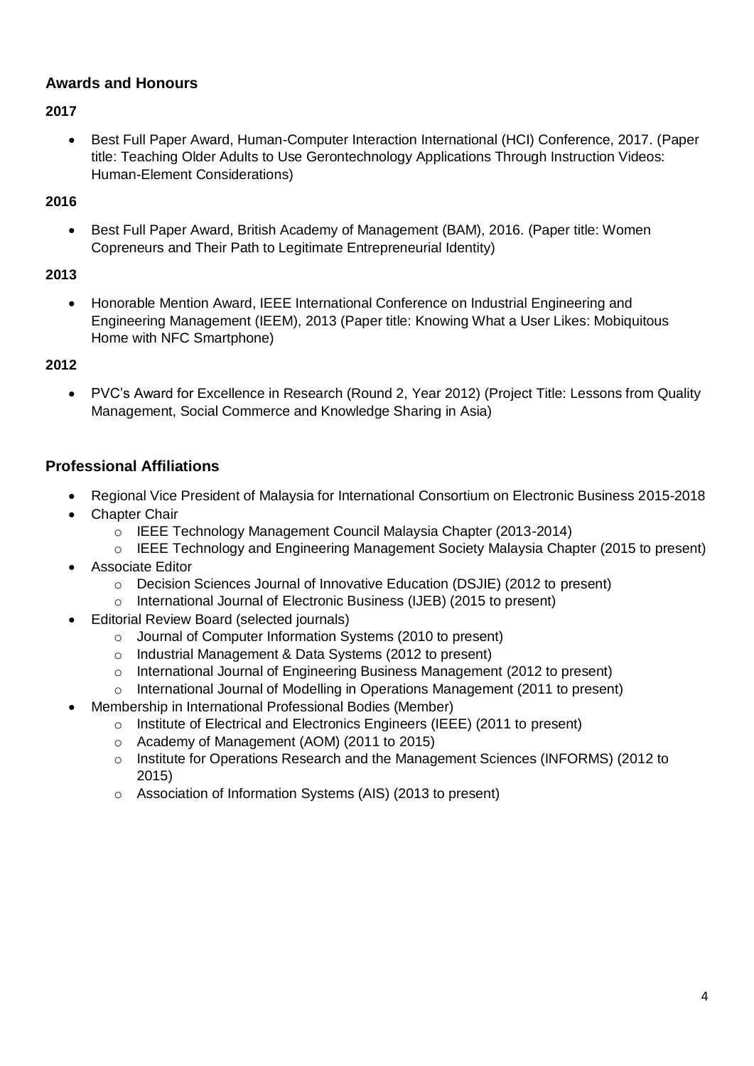## Awards and Honours

**2017**

- Best Full Paper Award, Human-Computer Interaction International (HCI) Conference, 2017. (Paper title: Teaching Older Adults to Use Gerontechnology Applications Through Instruction Videos: Human-Element Considerations)

**2016**

- Best Full Paper Award, British Academy of Management (BAM), 2016. (Paper title: Women Copreneurs and Their Path to Legitimate Entrepreneurial Identity)

**2013**

- Honorable Mention Award, IEEE International Conference on Industrial Engineering and Engineering Management (IEEM), 2013 (Paper title: Knowing What a User Likes: Mobiquitous Home with NFC Smartphone)

**2012**

- PVC's Award for Excellence in Research (Round 2, Year 2012) (Project Title: Lessons from Quality Management, Social Commerce and Knowledge Sharing in Asia)

## Professional Affiliations

- Regional Vice President of Malaysia for International Consortium on Electronic Business 2015-2018
- Chapter Chair
  - IEEE Technology Management Council Malaysia Chapter (2013-2014)
  - IEEE Technology and Engineering Management Society Malaysia Chapter (2015 to present)
- Associate Editor
  - Decision Sciences Journal of Innovative Education (DSJIE) (2012 to present)
  - International Journal of Electronic Business (IJEB) (2015 to present)
- Editorial Review Board (selected journals)
  - Journal of Computer Information Systems (2010 to present)
  - Industrial Management & Data Systems (2012 to present)
  - International Journal of Engineering Business Management (2012 to present)
  - International Journal of Modelling in Operations Management (2011 to present)
- Membership in International Professional Bodies (Member)
  - Institute of Electrical and Electronics Engineers (IEEE) (2011 to present)
  - Academy of Management (AOM) (2011 to 2015)
  - Institute for Operations Research and the Management Sciences (INFORMS) (2012 to 2015)
  - Association of Information Systems (AIS) (2013 to present)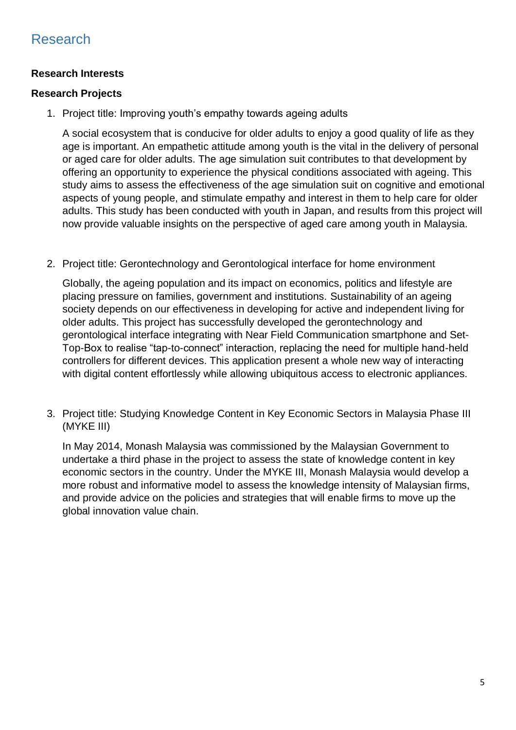# Research

**Research Interests**

**Research Projects**

1. Project title: Improving youth's empathy towards ageing adults

   A social ecosystem that is conducive for older adults to enjoy a good quality of life as they age is important. An empathetic attitude among youth is the vital in the delivery of personal or aged care for older adults. The age simulation suit contributes to that development by offering an opportunity to experience the physical conditions associated with ageing. This study aims to assess the effectiveness of the age simulation suit on cognitive and emotional aspects of young people, and stimulate empathy and interest in them to help care for older adults. This study has been conducted with youth in Japan, and results from this project will now provide valuable insights on the perspective of aged care among youth in Malaysia.

2. Project title: Gerontechnology and Gerontological interface for home environment

   Globally, the ageing population and its impact on economics, politics and lifestyle are placing pressure on families, government and institutions. Sustainability of an ageing society depends on our effectiveness in developing for active and independent living for older adults. This project has successfully developed the gerontechnology and gerontological interface integrating with Near Field Communication smartphone and Set-Top-Box to realise "tap-to-connect" interaction, replacing the need for multiple hand-held controllers for different devices. This application present a whole new way of interacting with digital content effortlessly while allowing ubiquitous access to electronic appliances.

3. Project title: Studying Knowledge Content in Key Economic Sectors in Malaysia Phase III (MYKE III)

   In May 2014, Monash Malaysia was commissioned by the Malaysian Government to undertake a third phase in the project to assess the state of knowledge content in key economic sectors in the country. Under the MYKE III, Monash Malaysia would develop a more robust and informative model to assess the knowledge intensity of Malaysian firms, and provide advice on the policies and strategies that will enable firms to move up the global innovation value chain.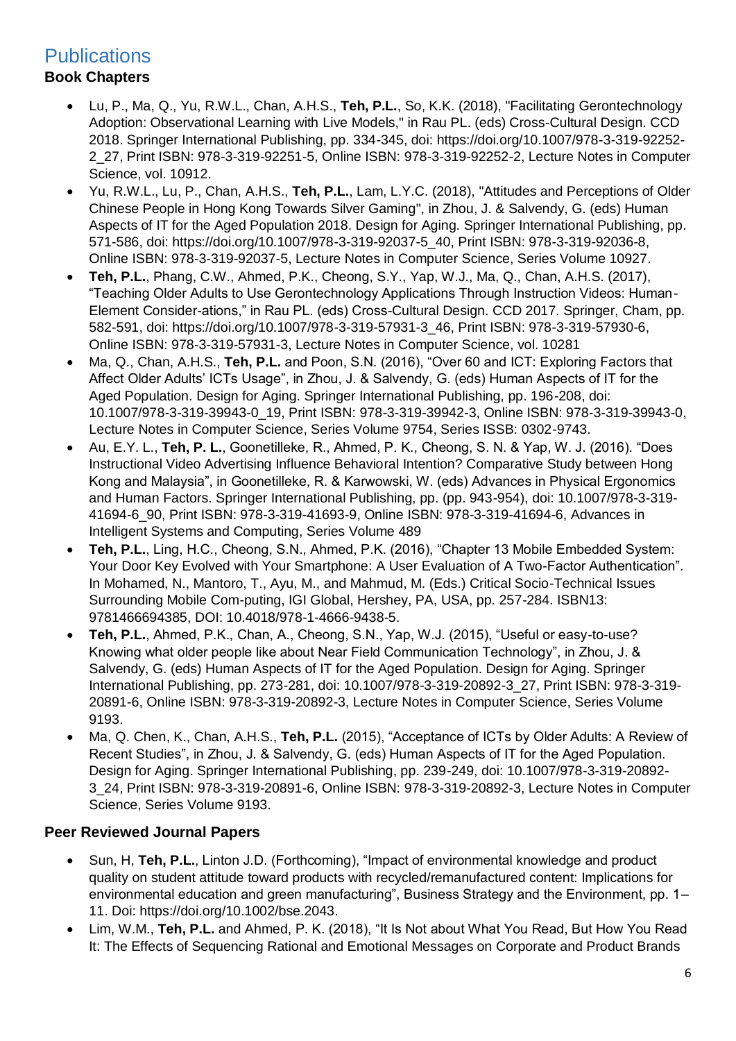# Publications

### Book Chapters

- Lu, P., Ma, Q., Yu, R.W.L., Chan, A.H.S., **Teh, P.L.**, So, K.K. (2018), "Facilitating Gerontechnology Adoption: Observational Learning with Live Models," in Rau PL. (eds) Cross-Cultural Design. CCD 2018. Springer International Publishing, pp. 334-345, doi: https://doi.org/10.1007/978-3-319-92252-2_27, Print ISBN: 978-3-319-92251-5, Online ISBN: 978-3-319-92252-2, Lecture Notes in Computer Science, vol. 10912.
- Yu, R.W.L., Lu, P., Chan, A.H.S., **Teh, P.L.**, Lam, L.Y.C. (2018), "Attitudes and Perceptions of Older Chinese People in Hong Kong Towards Silver Gaming", in Zhou, J. & Salvendy, G. (eds) Human Aspects of IT for the Aged Population 2018. Design for Aging. Springer International Publishing, pp. 571-586, doi: https://doi.org/10.1007/978-3-319-92037-5_40, Print ISBN: 978-3-319-92036-8, Online ISBN: 978-3-319-92037-5, Lecture Notes in Computer Science, Series Volume 10927.
- **Teh, P.L.**, Phang, C.W., Ahmed, P.K., Cheong, S.Y., Yap, W.J., Ma, Q., Chan, A.H.S. (2017), "Teaching Older Adults to Use Gerontechnology Applications Through Instruction Videos: Human-Element Consider-ations," in Rau PL. (eds) Cross-Cultural Design. CCD 2017. Springer, Cham, pp. 582-591, doi: https://doi.org/10.1007/978-3-319-57931-3_46, Print ISBN: 978-3-319-57930-6, Online ISBN: 978-3-319-57931-3, Lecture Notes in Computer Science, vol. 10281
- Ma, Q., Chan, A.H.S., **Teh, P.L.** and Poon, S.N. (2016), "Over 60 and ICT: Exploring Factors that Affect Older Adults' ICTs Usage", in Zhou, J. & Salvendy, G. (eds) Human Aspects of IT for the Aged Population. Design for Aging. Springer International Publishing, pp. 196-208, doi: 10.1007/978-3-319-39943-0_19, Print ISBN: 978-3-319-39942-3, Online ISBN: 978-3-319-39943-0, Lecture Notes in Computer Science, Series Volume 9754, Series ISSB: 0302-9743.
- Au, E.Y. L., **Teh, P. L.**, Goonetilleke, R., Ahmed, P. K., Cheong, S. N. & Yap, W. J. (2016). "Does Instructional Video Advertising Influence Behavioral Intention? Comparative Study between Hong Kong and Malaysia", in Goonetilleke, R. & Karwowski, W. (eds) Advances in Physical Ergonomics and Human Factors. Springer International Publishing, pp. (pp. 943-954), doi: 10.1007/978-3-319-41694-6_90, Print ISBN: 978-3-319-41693-9, Online ISBN: 978-3-319-41694-6, Advances in Intelligent Systems and Computing, Series Volume 489
- **Teh, P.L.**, Ling, H.C., Cheong, S.N., Ahmed, P.K. (2016), "Chapter 13 Mobile Embedded System: Your Door Key Evolved with Your Smartphone: A User Evaluation of A Two-Factor Authentication". In Mohamed, N., Mantoro, T., Ayu, M., and Mahmud, M. (Eds.) Critical Socio-Technical Issues Surrounding Mobile Com-puting, IGI Global, Hershey, PA, USA, pp. 257-284. ISBN13: 9781466694385, DOI: 10.4018/978-1-4666-9438-5.
- **Teh, P.L.**, Ahmed, P.K., Chan, A., Cheong, S.N., Yap, W.J. (2015), "Useful or easy-to-use? Knowing what older people like about Near Field Communication Technology", in Zhou, J. & Salvendy, G. (eds) Human Aspects of IT for the Aged Population. Design for Aging. Springer International Publishing, pp. 273-281, doi: 10.1007/978-3-319-20892-3_27, Print ISBN: 978-3-319-20891-6, Online ISBN: 978-3-319-20892-3, Lecture Notes in Computer Science, Series Volume 9193.
- Ma, Q. Chen, K., Chan, A.H.S., **Teh, P.L.** (2015), "Acceptance of ICTs by Older Adults: A Review of Recent Studies", in Zhou, J. & Salvendy, G. (eds) Human Aspects of IT for the Aged Population. Design for Aging. Springer International Publishing, pp. 239-249, doi: 10.1007/978-3-319-20892-3_24, Print ISBN: 978-3-319-20891-6, Online ISBN: 978-3-319-20892-3, Lecture Notes in Computer Science, Series Volume 9193.

### Peer Reviewed Journal Papers

- Sun, H, **Teh, P.L.**, Linton J.D. (Forthcoming), "Impact of environmental knowledge and product quality on student attitude toward products with recycled/remanufactured content: Implications for environmental education and green manufacturing", Business Strategy and the Environment, pp. 1–11. Doi: https://doi.org/10.1002/bse.2043.
- Lim, W.M., **Teh, P.L.** and Ahmed, P. K. (2018), "It Is Not about What You Read, But How You Read It: The Effects of Sequencing Rational and Emotional Messages on Corporate and Product Brands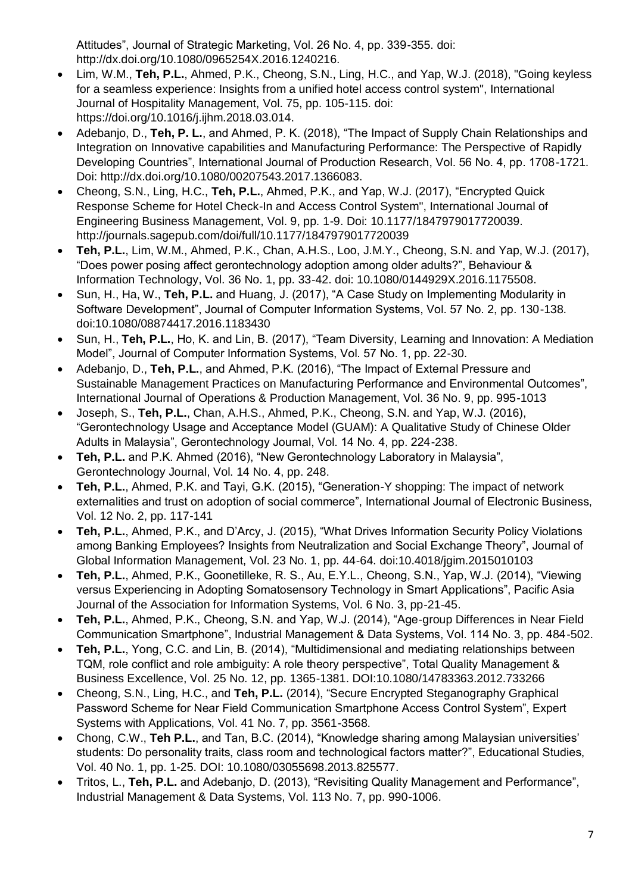Attitudes", Journal of Strategic Marketing, Vol. 26 No. 4, pp. 339-355. doi: http://dx.doi.org/10.1080/0965254X.2016.1240216.

- Lim, W.M., **Teh, P.L.**, Ahmed, P.K., Cheong, S.N., Ling, H.C., and Yap, W.J. (2018), "Going keyless for a seamless experience: Insights from a unified hotel access control system", International Journal of Hospitality Management, Vol. 75, pp. 105-115. doi: https://doi.org/10.1016/j.ijhm.2018.03.014.
- Adebanjo, D., **Teh, P. L.**, and Ahmed, P. K. (2018), "The Impact of Supply Chain Relationships and Integration on Innovative capabilities and Manufacturing Performance: The Perspective of Rapidly Developing Countries", International Journal of Production Research, Vol. 56 No. 4, pp. 1708-1721. Doi: http://dx.doi.org/10.1080/00207543.2017.1366083.
- Cheong, S.N., Ling, H.C., **Teh, P.L.**, Ahmed, P.K., and Yap, W.J. (2017), "Encrypted Quick Response Scheme for Hotel Check-In and Access Control System", International Journal of Engineering Business Management, Vol. 9, pp. 1-9. Doi: 10.1177/1847979017720039. http://journals.sagepub.com/doi/full/10.1177/1847979017720039
- **Teh, P.L.**, Lim, W.M., Ahmed, P.K., Chan, A.H.S., Loo, J.M.Y., Cheong, S.N. and Yap, W.J. (2017), "Does power posing affect gerontechnology adoption among older adults?", Behaviour & Information Technology, Vol. 36 No. 1, pp. 33-42. doi: 10.1080/0144929X.2016.1175508.
- Sun, H., Ha, W., **Teh, P.L.** and Huang, J. (2017), "A Case Study on Implementing Modularity in Software Development", Journal of Computer Information Systems, Vol. 57 No. 2, pp. 130-138. doi:10.1080/08874417.2016.1183430
- Sun, H., **Teh, P.L.**, Ho, K. and Lin, B. (2017), "Team Diversity, Learning and Innovation: A Mediation Model", Journal of Computer Information Systems, Vol. 57 No. 1, pp. 22-30.
- Adebanjo, D., **Teh, P.L.**, and Ahmed, P.K. (2016), "The Impact of External Pressure and Sustainable Management Practices on Manufacturing Performance and Environmental Outcomes", International Journal of Operations & Production Management, Vol. 36 No. 9, pp. 995-1013
- Joseph, S., **Teh, P.L.**, Chan, A.H.S., Ahmed, P.K., Cheong, S.N. and Yap, W.J. (2016), "Gerontechnology Usage and Acceptance Model (GUAM): A Qualitative Study of Chinese Older Adults in Malaysia", Gerontechnology Journal, Vol. 14 No. 4, pp. 224-238.
- **Teh, P.L.** and P.K. Ahmed (2016), "New Gerontechnology Laboratory in Malaysia", Gerontechnology Journal, Vol. 14 No. 4, pp. 248.
- **Teh, P.L.**, Ahmed, P.K. and Tayi, G.K. (2015), "Generation-Y shopping: The impact of network externalities and trust on adoption of social commerce", International Journal of Electronic Business, Vol. 12 No. 2, pp. 117-141
- **Teh, P.L.**, Ahmed, P.K., and D'Arcy, J. (2015), "What Drives Information Security Policy Violations among Banking Employees? Insights from Neutralization and Social Exchange Theory", Journal of Global Information Management, Vol. 23 No. 1, pp. 44-64. doi:10.4018/jgim.2015010103
- **Teh, P.L.**, Ahmed, P.K., Goonetilleke, R. S., Au, E.Y.L., Cheong, S.N., Yap, W.J. (2014), "Viewing versus Experiencing in Adopting Somatosensory Technology in Smart Applications", Pacific Asia Journal of the Association for Information Systems, Vol. 6 No. 3, pp-21-45.
- **Teh, P.L.**, Ahmed, P.K., Cheong, S.N. and Yap, W.J. (2014), "Age-group Differences in Near Field Communication Smartphone", Industrial Management & Data Systems, Vol. 114 No. 3, pp. 484-502.
- **Teh, P.L.**, Yong, C.C. and Lin, B. (2014), "Multidimensional and mediating relationships between TQM, role conflict and role ambiguity: A role theory perspective", Total Quality Management & Business Excellence, Vol. 25 No. 12, pp. 1365-1381. DOI:10.1080/14783363.2012.733266
- Cheong, S.N., Ling, H.C., and **Teh, P.L.** (2014), "Secure Encrypted Steganography Graphical Password Scheme for Near Field Communication Smartphone Access Control System", Expert Systems with Applications, Vol. 41 No. 7, pp. 3561-3568.
- Chong, C.W., **Teh P.L.**, and Tan, B.C. (2014), "Knowledge sharing among Malaysian universities' students: Do personality traits, class room and technological factors matter?", Educational Studies, Vol. 40 No. 1, pp. 1-25. DOI: 10.1080/03055698.2013.825577.
- Tritos, L., **Teh, P.L.** and Adebanjo, D. (2013), "Revisiting Quality Management and Performance", Industrial Management & Data Systems, Vol. 113 No. 7, pp. 990-1006.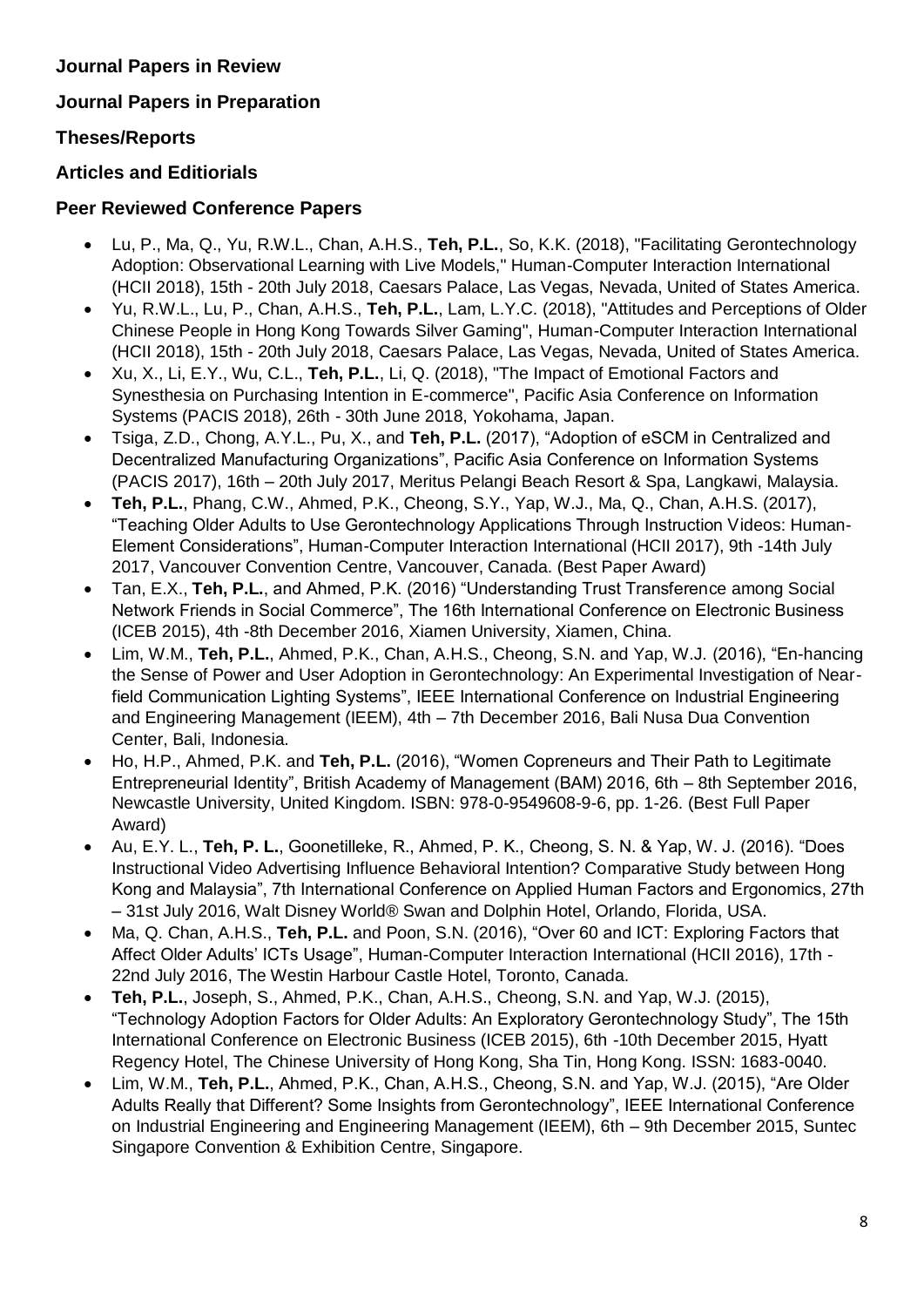**Journal Papers in Review**

**Journal Papers in Preparation**

**Theses/Reports**

**Articles and Editiorials**

**Peer Reviewed Conference Papers**

- Lu, P., Ma, Q., Yu, R.W.L., Chan, A.H.S., **Teh, P.L.**, So, K.K. (2018), "Facilitating Gerontechnology Adoption: Observational Learning with Live Models," Human-Computer Interaction International (HCII 2018), 15th - 20th July 2018, Caesars Palace, Las Vegas, Nevada, United of States America.
- Yu, R.W.L., Lu, P., Chan, A.H.S., **Teh, P.L.**, Lam, L.Y.C. (2018), "Attitudes and Perceptions of Older Chinese People in Hong Kong Towards Silver Gaming", Human-Computer Interaction International (HCII 2018), 15th - 20th July 2018, Caesars Palace, Las Vegas, Nevada, United of States America.
- Xu, X., Li, E.Y., Wu, C.L., **Teh, P.L.**, Li, Q. (2018), "The Impact of Emotional Factors and Synesthesia on Purchasing Intention in E-commerce", Pacific Asia Conference on Information Systems (PACIS 2018), 26th - 30th June 2018, Yokohama, Japan.
- Tsiga, Z.D., Chong, A.Y.L., Pu, X., and **Teh, P.L.** (2017), "Adoption of eSCM in Centralized and Decentralized Manufacturing Organizations", Pacific Asia Conference on Information Systems (PACIS 2017), 16th – 20th July 2017, Meritus Pelangi Beach Resort & Spa, Langkawi, Malaysia.
- **Teh, P.L.**, Phang, C.W., Ahmed, P.K., Cheong, S.Y., Yap, W.J., Ma, Q., Chan, A.H.S. (2017), "Teaching Older Adults to Use Gerontechnology Applications Through Instruction Videos: Human-Element Considerations", Human-Computer Interaction International (HCII 2017), 9th -14th July 2017, Vancouver Convention Centre, Vancouver, Canada. (Best Paper Award)
- Tan, E.X., **Teh, P.L.**, and Ahmed, P.K. (2016) "Understanding Trust Transference among Social Network Friends in Social Commerce", The 16th International Conference on Electronic Business (ICEB 2015), 4th -8th December 2016, Xiamen University, Xiamen, China.
- Lim, W.M., **Teh, P.L.**, Ahmed, P.K., Chan, A.H.S., Cheong, S.N. and Yap, W.J. (2016), "En-hancing the Sense of Power and User Adoption in Gerontechnology: An Experimental Investigation of Near-field Communication Lighting Systems", IEEE International Conference on Industrial Engineering and Engineering Management (IEEM), 4th – 7th December 2016, Bali Nusa Dua Convention Center, Bali, Indonesia.
- Ho, H.P., Ahmed, P.K. and **Teh, P.L.** (2016), "Women Copreneurs and Their Path to Legitimate Entrepreneurial Identity", British Academy of Management (BAM) 2016, 6th – 8th September 2016, Newcastle University, United Kingdom. ISBN: 978-0-9549608-9-6, pp. 1-26. (Best Full Paper Award)
- Au, E.Y. L., **Teh, P. L.**, Goonetilleke, R., Ahmed, P. K., Cheong, S. N. & Yap, W. J. (2016). "Does Instructional Video Advertising Influence Behavioral Intention? Comparative Study between Hong Kong and Malaysia", 7th International Conference on Applied Human Factors and Ergonomics, 27th – 31st July 2016, Walt Disney World® Swan and Dolphin Hotel, Orlando, Florida, USA.
- Ma, Q. Chan, A.H.S., **Teh, P.L.** and Poon, S.N. (2016), "Over 60 and ICT: Exploring Factors that Affect Older Adults' ICTs Usage", Human-Computer Interaction International (HCII 2016), 17th - 22nd July 2016, The Westin Harbour Castle Hotel, Toronto, Canada.
- **Teh, P.L.**, Joseph, S., Ahmed, P.K., Chan, A.H.S., Cheong, S.N. and Yap, W.J. (2015), "Technology Adoption Factors for Older Adults: An Exploratory Gerontechnology Study", The 15th International Conference on Electronic Business (ICEB 2015), 6th -10th December 2015, Hyatt Regency Hotel, The Chinese University of Hong Kong, Sha Tin, Hong Kong. ISSN: 1683-0040.
- Lim, W.M., **Teh, P.L.**, Ahmed, P.K., Chan, A.H.S., Cheong, S.N. and Yap, W.J. (2015), "Are Older Adults Really that Different? Some Insights from Gerontechnology", IEEE International Conference on Industrial Engineering and Engineering Management (IEEM), 6th – 9th December 2015, Suntec Singapore Convention & Exhibition Centre, Singapore.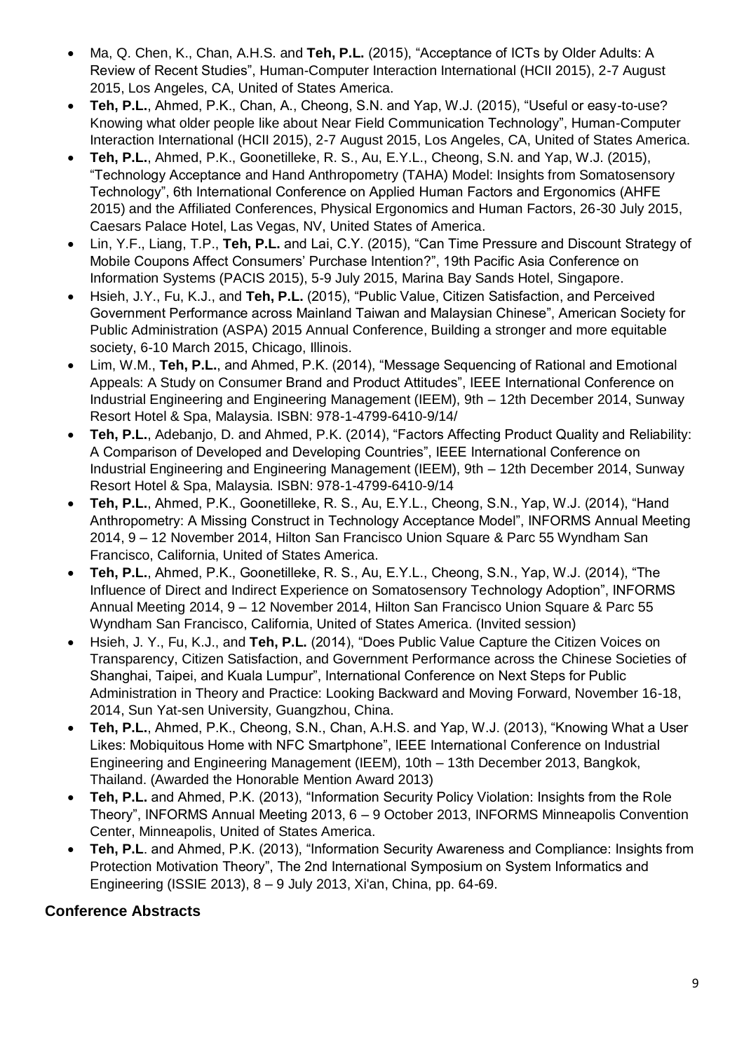- Ma, Q. Chen, K., Chan, A.H.S. and **Teh, P.L.** (2015), "Acceptance of ICTs by Older Adults: A Review of Recent Studies", Human-Computer Interaction International (HCII 2015), 2-7 August 2015, Los Angeles, CA, United of States America.
- **Teh, P.L.**, Ahmed, P.K., Chan, A., Cheong, S.N. and Yap, W.J. (2015), "Useful or easy-to-use? Knowing what older people like about Near Field Communication Technology", Human-Computer Interaction International (HCII 2015), 2-7 August 2015, Los Angeles, CA, United of States America.
- **Teh, P.L.**, Ahmed, P.K., Goonetilleke, R. S., Au, E.Y.L., Cheong, S.N. and Yap, W.J. (2015), "Technology Acceptance and Hand Anthropometry (TAHA) Model: Insights from Somatosensory Technology", 6th International Conference on Applied Human Factors and Ergonomics (AHFE 2015) and the Affiliated Conferences, Physical Ergonomics and Human Factors, 26-30 July 2015, Caesars Palace Hotel, Las Vegas, NV, United States of America.
- Lin, Y.F., Liang, T.P., **Teh, P.L.** and Lai, C.Y. (2015), "Can Time Pressure and Discount Strategy of Mobile Coupons Affect Consumers' Purchase Intention?", 19th Pacific Asia Conference on Information Systems (PACIS 2015), 5-9 July 2015, Marina Bay Sands Hotel, Singapore.
- Hsieh, J.Y., Fu, K.J., and **Teh, P.L.** (2015), "Public Value, Citizen Satisfaction, and Perceived Government Performance across Mainland Taiwan and Malaysian Chinese", American Society for Public Administration (ASPA) 2015 Annual Conference, Building a stronger and more equitable society, 6-10 March 2015, Chicago, Illinois.
- Lim, W.M., **Teh, P.L.**, and Ahmed, P.K. (2014), "Message Sequencing of Rational and Emotional Appeals: A Study on Consumer Brand and Product Attitudes", IEEE International Conference on Industrial Engineering and Engineering Management (IEEM), 9th – 12th December 2014, Sunway Resort Hotel & Spa, Malaysia. ISBN: 978-1-4799-6410-9/14/
- **Teh, P.L.**, Adebanjo, D. and Ahmed, P.K. (2014), "Factors Affecting Product Quality and Reliability: A Comparison of Developed and Developing Countries", IEEE International Conference on Industrial Engineering and Engineering Management (IEEM), 9th – 12th December 2014, Sunway Resort Hotel & Spa, Malaysia. ISBN: 978-1-4799-6410-9/14
- **Teh, P.L.**, Ahmed, P.K., Goonetilleke, R. S., Au, E.Y.L., Cheong, S.N., Yap, W.J. (2014), "Hand Anthropometry: A Missing Construct in Technology Acceptance Model", INFORMS Annual Meeting 2014, 9 – 12 November 2014, Hilton San Francisco Union Square & Parc 55 Wyndham San Francisco, California, United of States America.
- **Teh, P.L.**, Ahmed, P.K., Goonetilleke, R. S., Au, E.Y.L., Cheong, S.N., Yap, W.J. (2014), "The Influence of Direct and Indirect Experience on Somatosensory Technology Adoption", INFORMS Annual Meeting 2014, 9 – 12 November 2014, Hilton San Francisco Union Square & Parc 55 Wyndham San Francisco, California, United of States America. (Invited session)
- Hsieh, J. Y., Fu, K.J., and **Teh, P.L.** (2014), "Does Public Value Capture the Citizen Voices on Transparency, Citizen Satisfaction, and Government Performance across the Chinese Societies of Shanghai, Taipei, and Kuala Lumpur", International Conference on Next Steps for Public Administration in Theory and Practice: Looking Backward and Moving Forward, November 16-18, 2014, Sun Yat-sen University, Guangzhou, China.
- **Teh, P.L.**, Ahmed, P.K., Cheong, S.N., Chan, A.H.S. and Yap, W.J. (2013), "Knowing What a User Likes: Mobiquitous Home with NFC Smartphone", IEEE International Conference on Industrial Engineering and Engineering Management (IEEM), 10th – 13th December 2013, Bangkok, Thailand. (Awarded the Honorable Mention Award 2013)
- **Teh, P.L.** and Ahmed, P.K. (2013), "Information Security Policy Violation: Insights from the Role Theory", INFORMS Annual Meeting 2013, 6 – 9 October 2013, INFORMS Minneapolis Convention Center, Minneapolis, United of States America.
- **Teh, P.L**. and Ahmed, P.K. (2013), "Information Security Awareness and Compliance: Insights from Protection Motivation Theory", The 2nd International Symposium on System Informatics and Engineering (ISSIE 2013), 8 – 9 July 2013, Xi'an, China, pp. 64-69.

## Conference Abstracts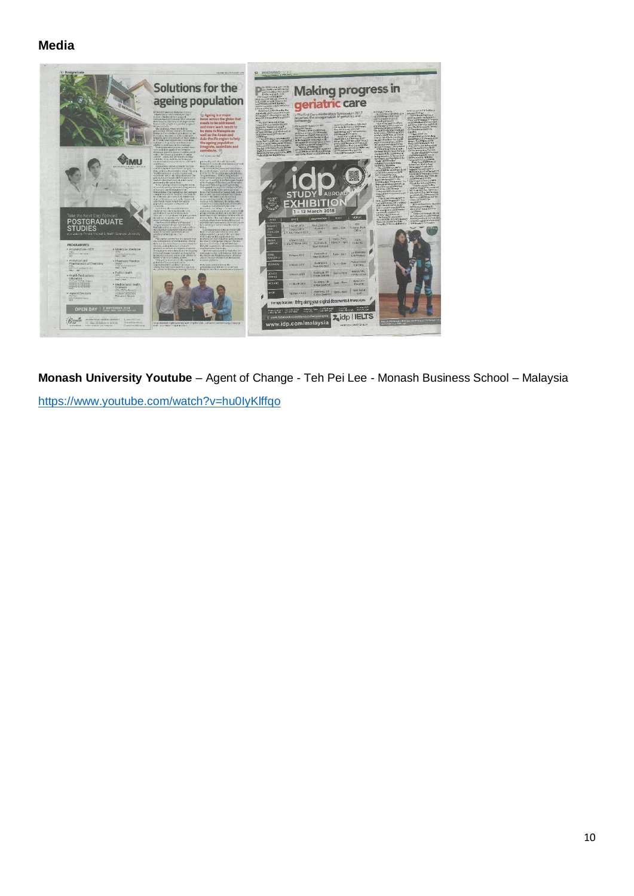**Media**

**Monash University Youtube** – Agent of Change - Teh Pei Lee - Monash Business School – Malaysia

https://www.youtube.com/watch?v=hu0IyKlffqo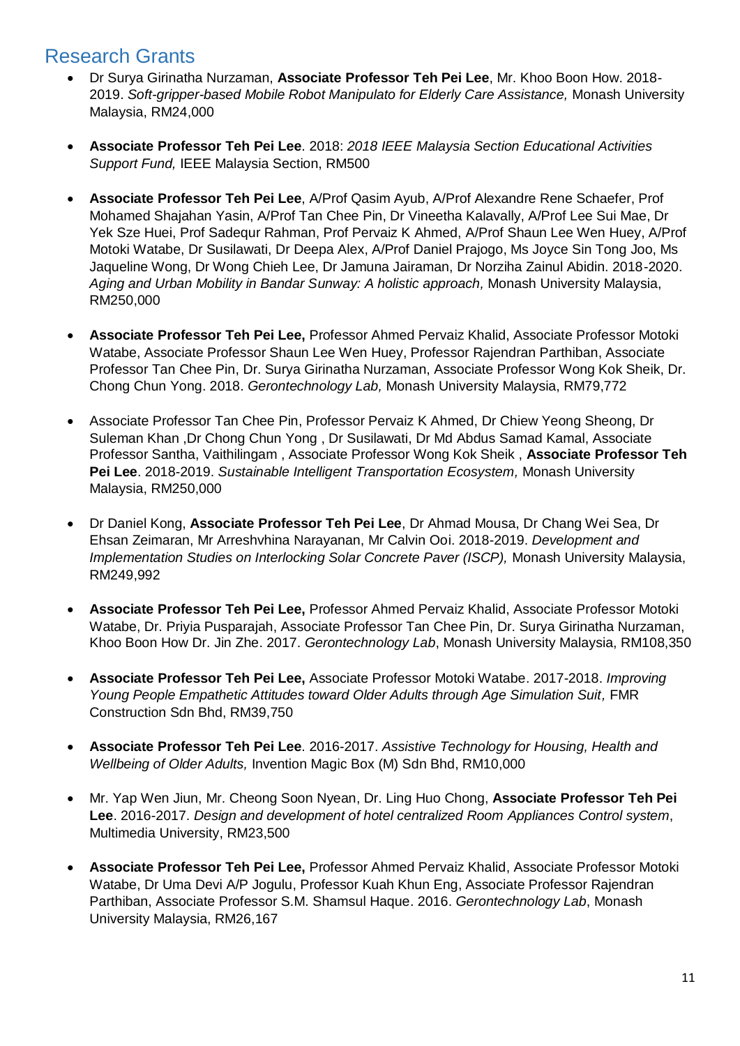## Research Grants

- Dr Surya Girinatha Nurzaman, **Associate Professor Teh Pei Lee**, Mr. Khoo Boon How. 2018-2019. *Soft-gripper-based Mobile Robot Manipulato for Elderly Care Assistance,* Monash University Malaysia, RM24,000

- **Associate Professor Teh Pei Lee**. 2018: *2018 IEEE Malaysia Section Educational Activities Support Fund,* IEEE Malaysia Section, RM500

- **Associate Professor Teh Pei Lee**, A/Prof Qasim Ayub, A/Prof Alexandre Rene Schaefer, Prof Mohamed Shajahan Yasin, A/Prof Tan Chee Pin, Dr Vineetha Kalavally, A/Prof Lee Sui Mae, Dr Yek Sze Huei, Prof Sadequr Rahman, Prof Pervaiz K Ahmed, A/Prof Shaun Lee Wen Huey, A/Prof Motoki Watabe, Dr Susilawati, Dr Deepa Alex, A/Prof Daniel Prajogo, Ms Joyce Sin Tong Joo, Ms Jaqueline Wong, Dr Wong Chieh Lee, Dr Jamuna Jairaman, Dr Norziha Zainul Abidin. 2018-2020. *Aging and Urban Mobility in Bandar Sunway: A holistic approach,* Monash University Malaysia, RM250,000

- **Associate Professor Teh Pei Lee,** Professor Ahmed Pervaiz Khalid, Associate Professor Motoki Watabe, Associate Professor Shaun Lee Wen Huey, Professor Rajendran Parthiban, Associate Professor Tan Chee Pin, Dr. Surya Girinatha Nurzaman, Associate Professor Wong Kok Sheik, Dr. Chong Chun Yong. 2018. *Gerontechnology Lab,* Monash University Malaysia, RM79,772

- Associate Professor Tan Chee Pin, Professor Pervaiz K Ahmed, Dr Chiew Yeong Sheong, Dr Suleman Khan ,Dr Chong Chun Yong , Dr Susilawati, Dr Md Abdus Samad Kamal, Associate Professor Santha, Vaithilingam , Associate Professor Wong Kok Sheik , **Associate Professor Teh Pei Lee**. 2018-2019. *Sustainable Intelligent Transportation Ecosystem,* Monash University Malaysia, RM250,000

- Dr Daniel Kong, **Associate Professor Teh Pei Lee**, Dr Ahmad Mousa, Dr Chang Wei Sea, Dr Ehsan Zeimaran, Mr Arreshvhina Narayanan, Mr Calvin Ooi. 2018-2019. *Development and Implementation Studies on Interlocking Solar Concrete Paver (ISCP),* Monash University Malaysia, RM249,992

- **Associate Professor Teh Pei Lee,** Professor Ahmed Pervaiz Khalid, Associate Professor Motoki Watabe, Dr. Priyia Pusparajah, Associate Professor Tan Chee Pin, Dr. Surya Girinatha Nurzaman, Khoo Boon How Dr. Jin Zhe. 2017. *Gerontechnology Lab*, Monash University Malaysia, RM108,350

- **Associate Professor Teh Pei Lee,** Associate Professor Motoki Watabe. 2017-2018. *Improving Young People Empathetic Attitudes toward Older Adults through Age Simulation Suit,* FMR Construction Sdn Bhd, RM39,750

- **Associate Professor Teh Pei Lee**. 2016-2017. *Assistive Technology for Housing, Health and Wellbeing of Older Adults,* Invention Magic Box (M) Sdn Bhd, RM10,000

- Mr. Yap Wen Jiun, Mr. Cheong Soon Nyean, Dr. Ling Huo Chong, **Associate Professor Teh Pei Lee**. 2016-2017. *Design and development of hotel centralized Room Appliances Control system*, Multimedia University, RM23,500

- **Associate Professor Teh Pei Lee,** Professor Ahmed Pervaiz Khalid, Associate Professor Motoki Watabe, Dr Uma Devi A/P Jogulu, Professor Kuah Khun Eng, Associate Professor Rajendran Parthiban, Associate Professor S.M. Shamsul Haque. 2016. *Gerontechnology Lab*, Monash University Malaysia, RM26,167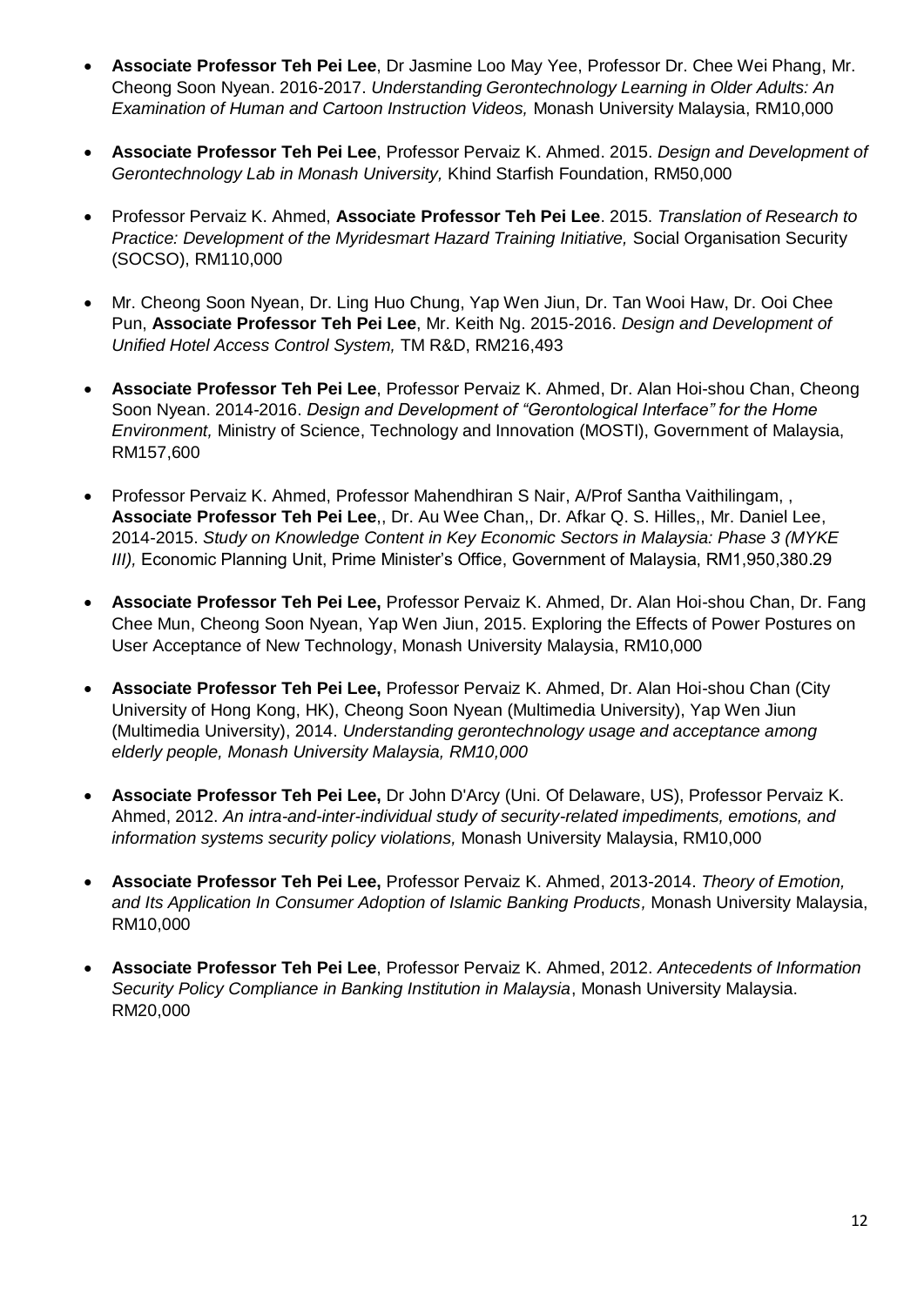- **Associate Professor Teh Pei Lee**, Dr Jasmine Loo May Yee, Professor Dr. Chee Wei Phang, Mr. Cheong Soon Nyean. 2016-2017. *Understanding Gerontechnology Learning in Older Adults: An Examination of Human and Cartoon Instruction Videos,* Monash University Malaysia, RM10,000

- **Associate Professor Teh Pei Lee**, Professor Pervaiz K. Ahmed. 2015. *Design and Development of Gerontechnology Lab in Monash University,* Khind Starfish Foundation, RM50,000

- Professor Pervaiz K. Ahmed, **Associate Professor Teh Pei Lee**. 2015. *Translation of Research to Practice: Development of the Myridesmart Hazard Training Initiative,* Social Organisation Security (SOCSO), RM110,000

- Mr. Cheong Soon Nyean, Dr. Ling Huo Chung, Yap Wen Jiun, Dr. Tan Wooi Haw, Dr. Ooi Chee Pun, **Associate Professor Teh Pei Lee**, Mr. Keith Ng. 2015-2016. *Design and Development of Unified Hotel Access Control System,* TM R&D, RM216,493

- **Associate Professor Teh Pei Lee**, Professor Pervaiz K. Ahmed, Dr. Alan Hoi-shou Chan, Cheong Soon Nyean. 2014-2016. *Design and Development of "Gerontological Interface" for the Home Environment,* Ministry of Science, Technology and Innovation (MOSTI), Government of Malaysia, RM157,600

- Professor Pervaiz K. Ahmed, Professor Mahendhiran S Nair, A/Prof Santha Vaithilingam, , **Associate Professor Teh Pei Lee**,, Dr. Au Wee Chan,, Dr. Afkar Q. S. Hilles,, Mr. Daniel Lee, 2014-2015. *Study on Knowledge Content in Key Economic Sectors in Malaysia: Phase 3 (MYKE III),* Economic Planning Unit, Prime Minister's Office, Government of Malaysia, RM1,950,380.29

- **Associate Professor Teh Pei Lee,** Professor Pervaiz K. Ahmed, Dr. Alan Hoi-shou Chan, Dr. Fang Chee Mun, Cheong Soon Nyean, Yap Wen Jiun, 2015. Exploring the Effects of Power Postures on User Acceptance of New Technology, Monash University Malaysia, RM10,000

- **Associate Professor Teh Pei Lee,** Professor Pervaiz K. Ahmed, Dr. Alan Hoi-shou Chan (City University of Hong Kong, HK), Cheong Soon Nyean (Multimedia University), Yap Wen Jiun (Multimedia University), 2014. *Understanding gerontechnology usage and acceptance among elderly people, Monash University Malaysia, RM10,000*

- **Associate Professor Teh Pei Lee,** Dr John D'Arcy (Uni. Of Delaware, US), Professor Pervaiz K. Ahmed, 2012. *An intra-and-inter-individual study of security-related impediments, emotions, and information systems security policy violations,* Monash University Malaysia, RM10,000

- **Associate Professor Teh Pei Lee,** Professor Pervaiz K. Ahmed, 2013-2014. *Theory of Emotion, and Its Application In Consumer Adoption of Islamic Banking Products,* Monash University Malaysia, RM10,000

- **Associate Professor Teh Pei Lee**, Professor Pervaiz K. Ahmed, 2012. *Antecedents of Information Security Policy Compliance in Banking Institution in Malaysia*, Monash University Malaysia. RM20,000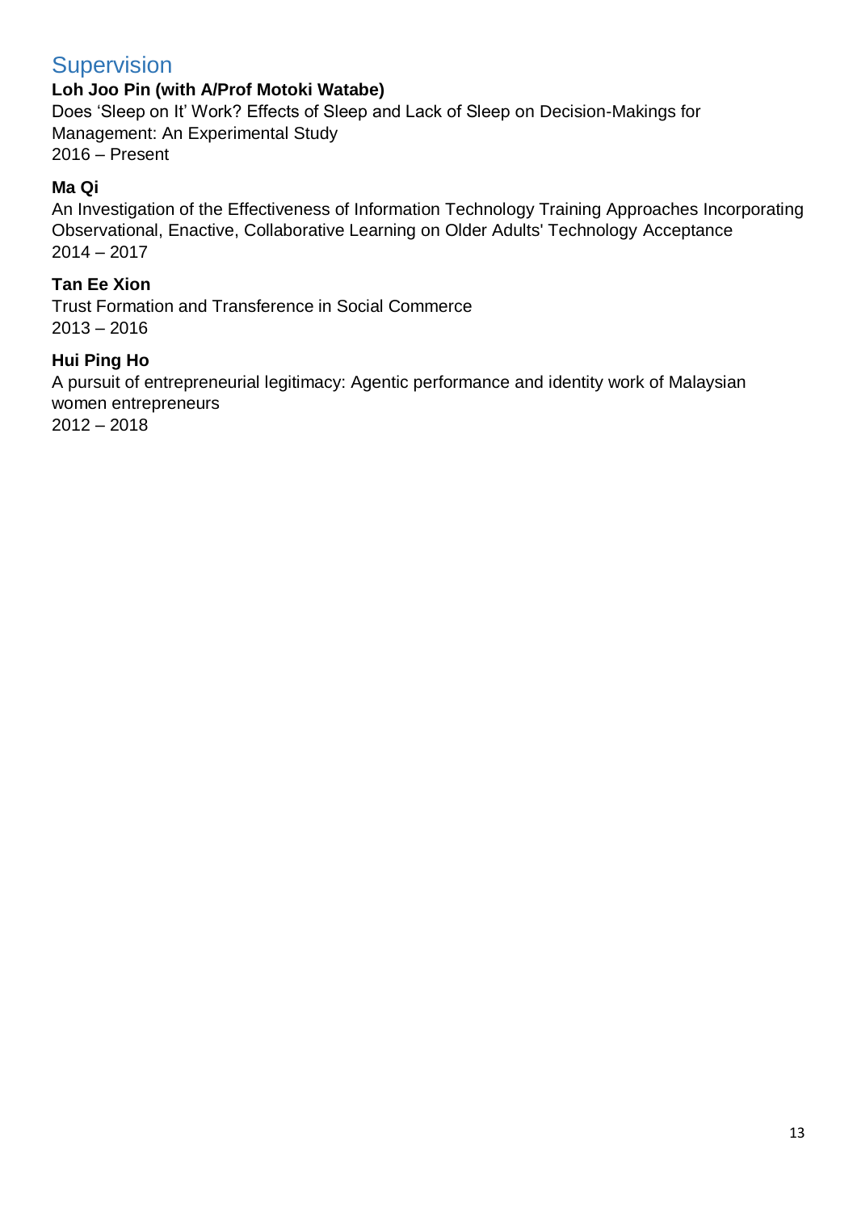## Supervision

**Loh Joo Pin (with A/Prof Motoki Watabe)**
Does 'Sleep on It' Work? Effects of Sleep and Lack of Sleep on Decision-Makings for Management: An Experimental Study
2016 – Present

**Ma Qi**
An Investigation of the Effectiveness of Information Technology Training Approaches Incorporating Observational, Enactive, Collaborative Learning on Older Adults' Technology Acceptance
2014 – 2017

**Tan Ee Xion**
Trust Formation and Transference in Social Commerce
2013 – 2016

**Hui Ping Ho**
A pursuit of entrepreneurial legitimacy: Agentic performance and identity work of Malaysian women entrepreneurs
2012 – 2018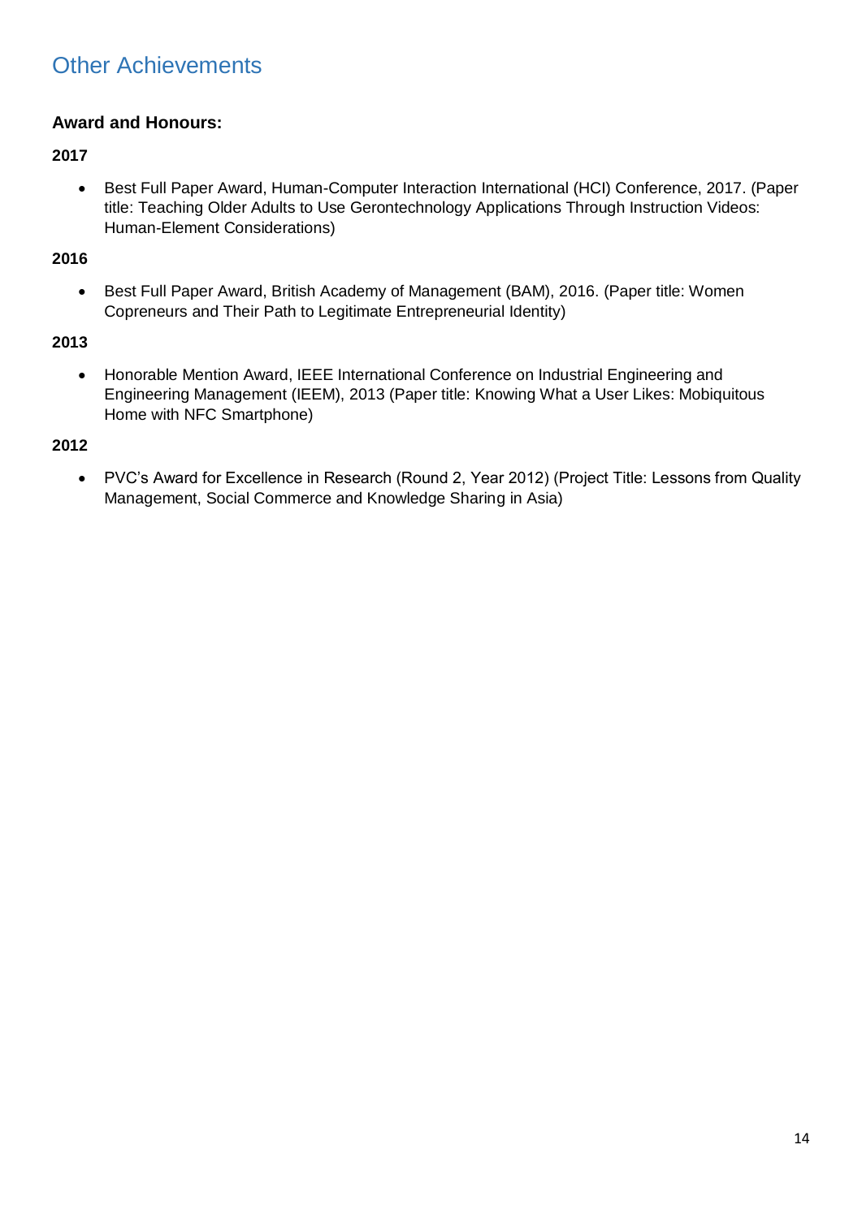## Other Achievements

**Award and Honours:**

**2017**

- Best Full Paper Award, Human-Computer Interaction International (HCI) Conference, 2017. (Paper title: Teaching Older Adults to Use Gerontechnology Applications Through Instruction Videos: Human-Element Considerations)

**2016**

- Best Full Paper Award, British Academy of Management (BAM), 2016. (Paper title: Women Copreneurs and Their Path to Legitimate Entrepreneurial Identity)

**2013**

- Honorable Mention Award, IEEE International Conference on Industrial Engineering and Engineering Management (IEEM), 2013 (Paper title: Knowing What a User Likes: Mobiquitous Home with NFC Smartphone)

**2012**

- PVC's Award for Excellence in Research (Round 2, Year 2012) (Project Title: Lessons from Quality Management, Social Commerce and Knowledge Sharing in Asia)